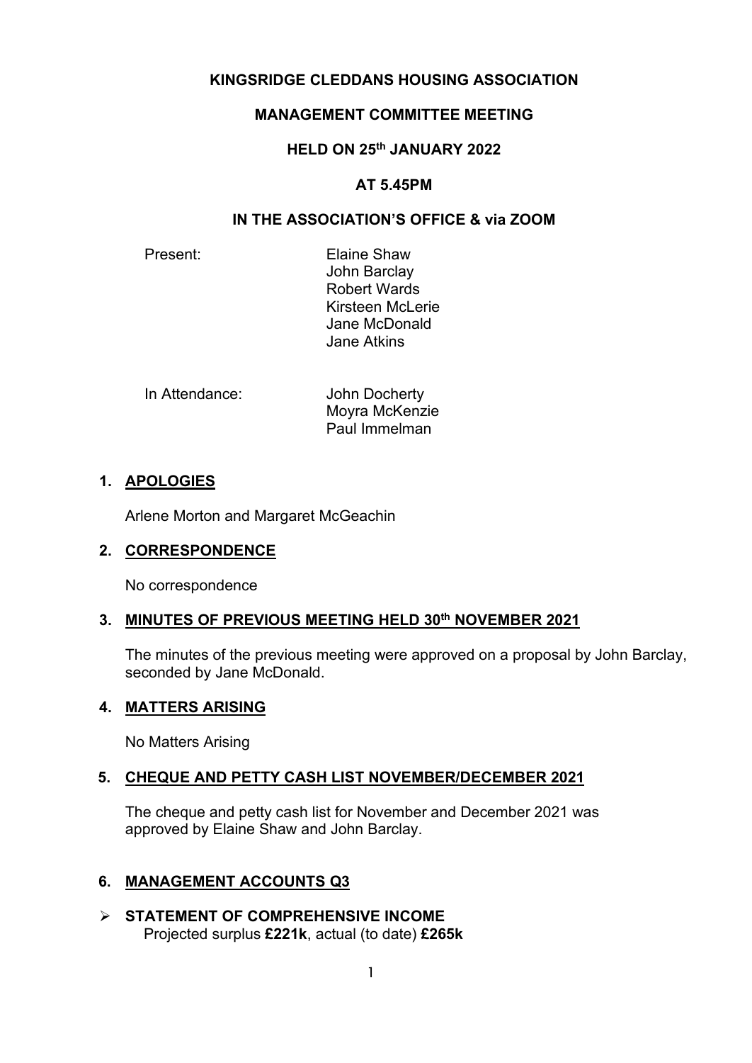# KINGSRIDGE CLEDDANS HOUSING ASSOCIATION

## MANAGEMENT COMMITTEE MEETING

## HELD ON 25th JANUARY 2022

## AT 5.45PM

## IN THE ASSOCIATION'S OFFICE & via ZOOM

| | |
|---|---|
| Present: | Elaine Shaw |
| | John Barclay |
| | Robert Wards |
| | Kirsteen McLerie |
| | Jane McDonald |
| | Jane Atkins |
| | |
| In Attendance: | John Docherty |
| | Moyra McKenzie |
| | Paul Immelman |

### 1. APOLOGIES

Arlene Morton and Margaret McGeachin

### 2. CORRESPONDENCE

No correspondence

### 3. MINUTES OF PREVIOUS MEETING HELD 30th NOVEMBER 2021

The minutes of the previous meeting were approved on a proposal by John Barclay, seconded by Jane McDonald.

### 4. MATTERS ARISING

No Matters Arising

### 5. CHEQUE AND PETTY CASH LIST NOVEMBER/DECEMBER 2021

The cheque and petty cash list for November and December 2021 was approved by Elaine Shaw and John Barclay.

### 6. MANAGEMENT ACCOUNTS Q3

- **STATEMENT OF COMPREHENSIVE INCOME**
  Projected surplus **£221k**, actual (to date) **£265k**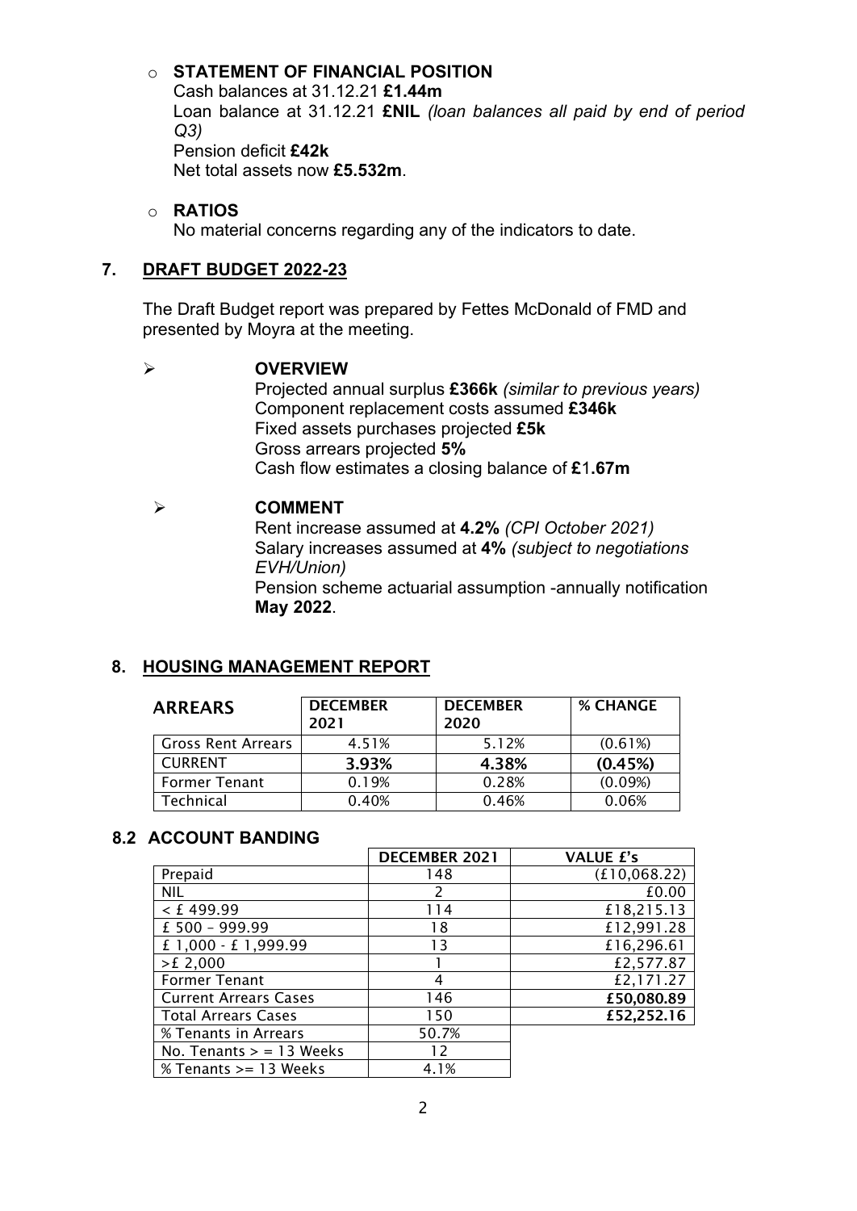- **STATEMENT OF FINANCIAL POSITION**
  Cash balances at 31.12.21 **£1.44m**
  Loan balance at 31.12.21 **£NIL** *(loan balances all paid by end of period Q3)*
  Pension deficit **£42k**
  Net total assets now **£5.532m**.

- **RATIOS**
  No material concerns regarding any of the indicators to date.

## 7. DRAFT BUDGET 2022-23

The Draft Budget report was prepared by Fettes McDonald of FMD and presented by Moyra at the meeting.

- **OVERVIEW**
  Projected annual surplus **£366k** *(similar to previous years)*
  Component replacement costs assumed **£346k**
  Fixed assets purchases projected **£5k**
  Gross arrears projected **5%**
  Cash flow estimates a closing balance of **£1.67m**

- **COMMENT**
  Rent increase assumed at **4.2%** *(CPI October 2021)*
  Salary increases assumed at **4%** *(subject to negotiations EVH/Union)*
  Pension scheme actuarial assumption -annually notification **May 2022**.

## 8. HOUSING MANAGEMENT REPORT

| ARREARS | DECEMBER 2021 | DECEMBER 2020 | % CHANGE |
|---|---|---|---|
| Gross Rent Arrears | 4.51% | 5.12% | (0.61%) |
| CURRENT | **3.93%** | **4.38%** | **(0.45%)** |
| Former Tenant | 0.19% | 0.28% | (0.09%) |
| Technical | 0.40% | 0.46% | 0.06% |

### 8.2 ACCOUNT BANDING

| | DECEMBER 2021 | VALUE £'s |
|---|---|---|
| Prepaid | 148 | (£10,068.22) |
| NIL | 2 | £0.00 |
| < £ 499.99 | 114 | £18,215.13 |
| £ 500 – 999.99 | 18 | £12,991.28 |
| £ 1,000 - £ 1,999.99 | 13 | £16,296.61 |
| >£ 2,000 | 1 | £2,577.87 |
| Former Tenant | 4 | £2,171.27 |
| Current Arrears Cases | 146 | **£50,080.89** |
| Total Arrears Cases | 150 | **£52,252.16** |
| % Tenants in Arrears | 50.7% | |
| No. Tenants > = 13 Weeks | 12 | |
| % Tenants >= 13 Weeks | 4.1% | |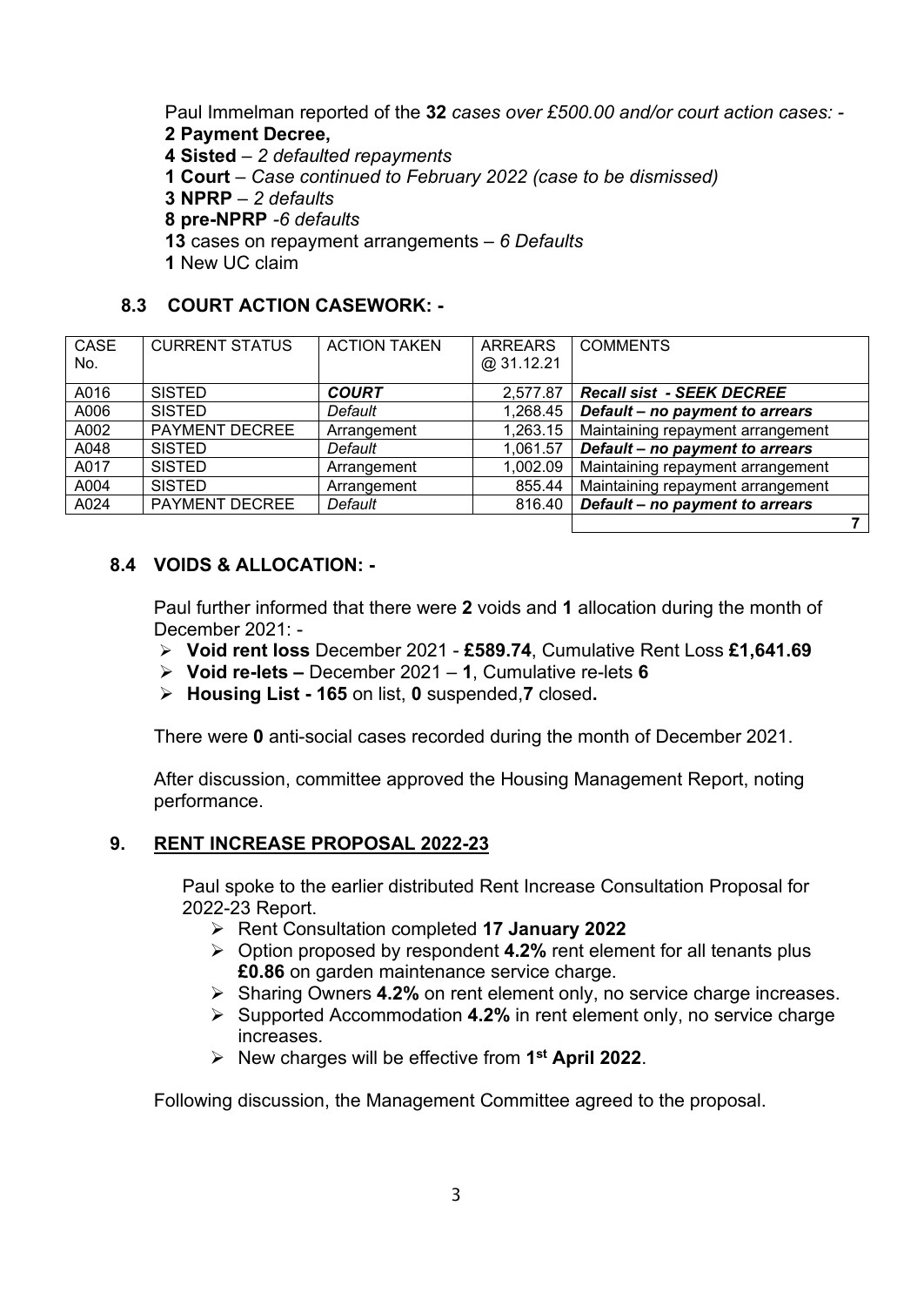Paul Immelman reported of the **32** *cases over £500.00 and/or court action cases: -*

**2 Payment Decree,**
**4 Sisted** – *2 defaulted repayments*
**1 Court** – *Case continued to February 2022 (case to be dismissed)*
**3 NPRP** – *2 defaults*
**8 pre-NPRP** *-6 defaults*
**13** cases on repayment arrangements – *6 Defaults*
**1** New UC claim

### 8.3 COURT ACTION CASEWORK: -

| CASE No. | CURRENT STATUS | ACTION TAKEN | ARREARS @ 31.12.21 | COMMENTS |
|---|---|---|---|---|
| A016 | SISTED | ***COURT*** | 2,577.87 | ***Recall sist - SEEK DECREE*** |
| A006 | SISTED | *Default* | 1,268.45 | ***Default – no payment to arrears*** |
| A002 | PAYMENT DECREE | Arrangement | 1,263.15 | Maintaining repayment arrangement |
| A048 | SISTED | *Default* | 1,061.57 | ***Default – no payment to arrears*** |
| A017 | SISTED | Arrangement | 1,002.09 | Maintaining repayment arrangement |
| A004 | SISTED | Arrangement | 855.44 | Maintaining repayment arrangement |
| A024 | PAYMENT DECREE | *Default* | 816.40 | ***Default – no payment to arrears*** |
| | | | | **7** |

### 8.4 VOIDS & ALLOCATION: -

Paul further informed that there were **2** voids and **1** allocation during the month of December 2021: -

- **Void rent loss** December 2021 - **£589.74**, Cumulative Rent Loss **£1,641.69**
- **Void re-lets –** December 2021 – **1**, Cumulative re-lets **6**
- **Housing List - 165** on list, **0** suspended,**7** closed**.**

There were **0** anti-social cases recorded during the month of December 2021.

After discussion, committee approved the Housing Management Report, noting performance.

## 9. RENT INCREASE PROPOSAL 2022-23

Paul spoke to the earlier distributed Rent Increase Consultation Proposal for 2022-23 Report.

- Rent Consultation completed **17 January 2022**
- Option proposed by respondent **4.2%** rent element for all tenants plus **£0.86** on garden maintenance service charge.
- Sharing Owners **4.2%** on rent element only, no service charge increases.
- Supported Accommodation **4.2%** in rent element only, no service charge increases.
- New charges will be effective from **1st April 2022**.

Following discussion, the Management Committee agreed to the proposal.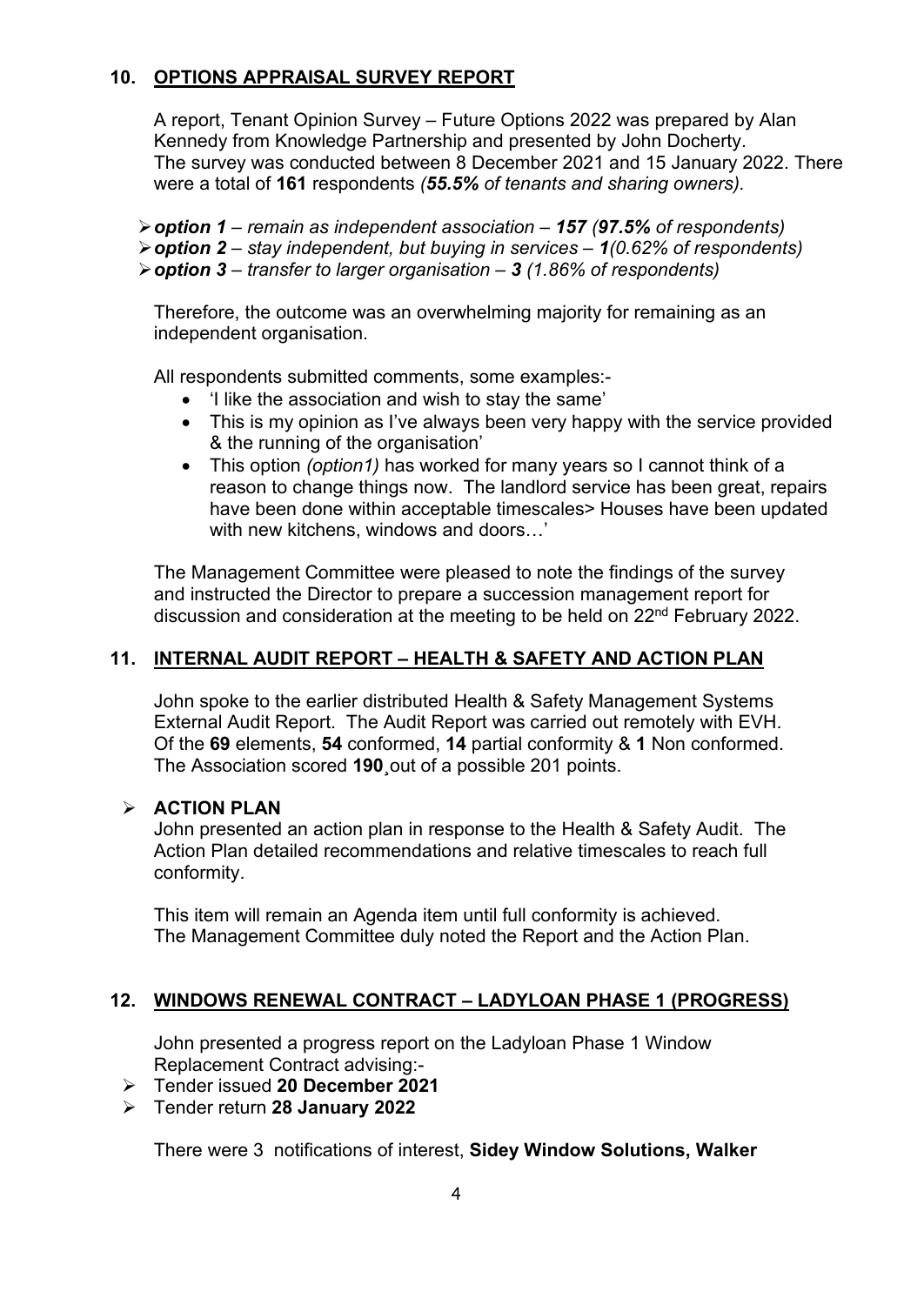## 10. OPTIONS APPRAISAL SURVEY REPORT

A report, Tenant Opinion Survey – Future Options 2022 was prepared by Alan Kennedy from Knowledge Partnership and presented by John Docherty.
The survey was conducted between 8 December 2021 and 15 January 2022. There were a total of **161** respondents *(**55.5%** of tenants and sharing owners).*

- ***option 1*** *– remain as independent association –* ***157*** *(**97.5%** of respondents)*
- ***option 2*** *– stay independent, but buying in services –* ***1***(*0.62% of respondents)*
- ***option 3*** *– transfer to larger organisation –* ***3*** *(1.86% of respondents)*

Therefore, the outcome was an overwhelming majority for remaining as an independent organisation.

All respondents submitted comments, some examples:-

- 'I like the association and wish to stay the same'
- This is my opinion as I've always been very happy with the service provided & the running of the organisation'
- This option *(option1)* has worked for many years so I cannot think of a reason to change things now. The landlord service has been great, repairs have been done within acceptable timescales> Houses have been updated with new kitchens, windows and doors…'

The Management Committee were pleased to note the findings of the survey and instructed the Director to prepare a succession management report for discussion and consideration at the meeting to be held on 22nd February 2022.

## 11. INTERNAL AUDIT REPORT – HEALTH & SAFETY AND ACTION PLAN

John spoke to the earlier distributed Health & Safety Management Systems External Audit Report. The Audit Report was carried out remotely with EVH. Of the **69** elements, **54** conformed, **14** partial conformity & **1** Non conformed. The Association scored **190**¸out of a possible 201 points.

- **ACTION PLAN**

John presented an action plan in response to the Health & Safety Audit. The Action Plan detailed recommendations and relative timescales to reach full conformity.

This item will remain an Agenda item until full conformity is achieved.
The Management Committee duly noted the Report and the Action Plan.

## 12. WINDOWS RENEWAL CONTRACT – LADYLOAN PHASE 1 (PROGRESS)

John presented a progress report on the Ladyloan Phase 1 Window Replacement Contract advising:-

- Tender issued **20 December 2021**
- Tender return **28 January 2022**

There were 3 notifications of interest, **Sidey Window Solutions, Walker**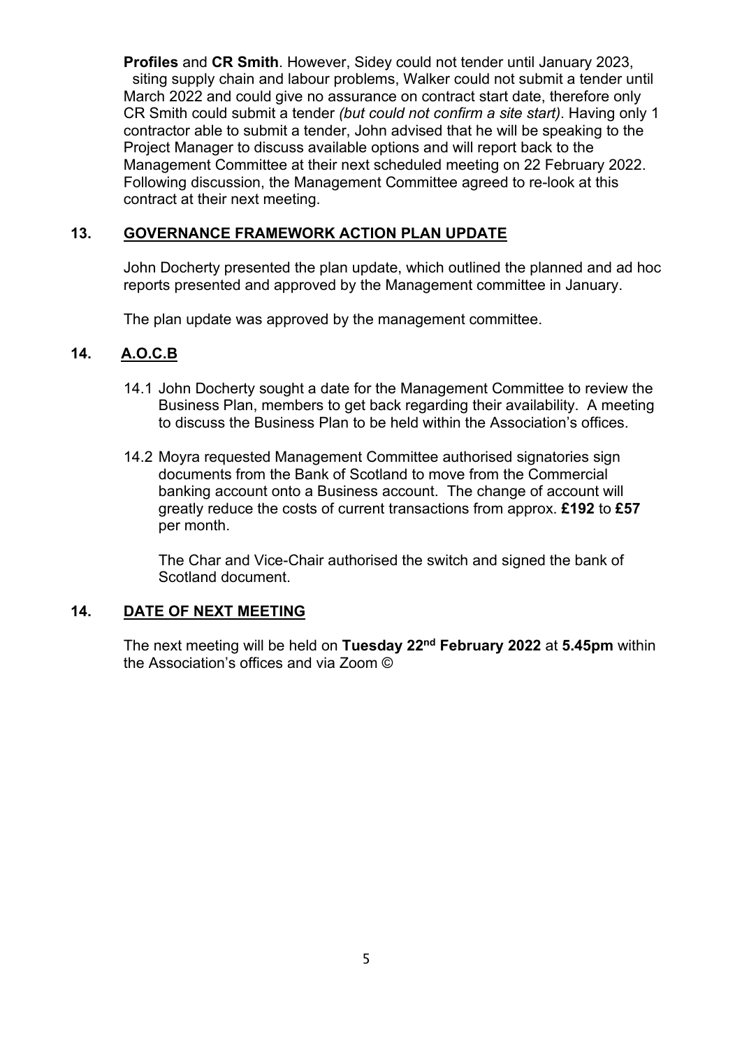**Profiles** and **CR Smith**. However, Sidey could not tender until January 2023, siting supply chain and labour problems, Walker could not submit a tender until March 2022 and could give no assurance on contract start date, therefore only CR Smith could submit a tender *(but could not confirm a site start)*. Having only 1 contractor able to submit a tender, John advised that he will be speaking to the Project Manager to discuss available options and will report back to the Management Committee at their next scheduled meeting on 22 February 2022. Following discussion, the Management Committee agreed to re-look at this contract at their next meeting.

## 13. GOVERNANCE FRAMEWORK ACTION PLAN UPDATE

John Docherty presented the plan update, which outlined the planned and ad hoc reports presented and approved by the Management committee in January.

The plan update was approved by the management committee.

## 14. A.O.C.B

14.1 John Docherty sought a date for the Management Committee to review the Business Plan, members to get back regarding their availability. A meeting to discuss the Business Plan to be held within the Association's offices.

14.2 Moyra requested Management Committee authorised signatories sign documents from the Bank of Scotland to move from the Commercial banking account onto a Business account. The change of account will greatly reduce the costs of current transactions from approx. **£192** to **£57** per month.

The Char and Vice-Chair authorised the switch and signed the bank of Scotland document.

## 14. DATE OF NEXT MEETING

The next meeting will be held on **Tuesday 22nd February 2022** at **5.45pm** within the Association's offices and via Zoom ©